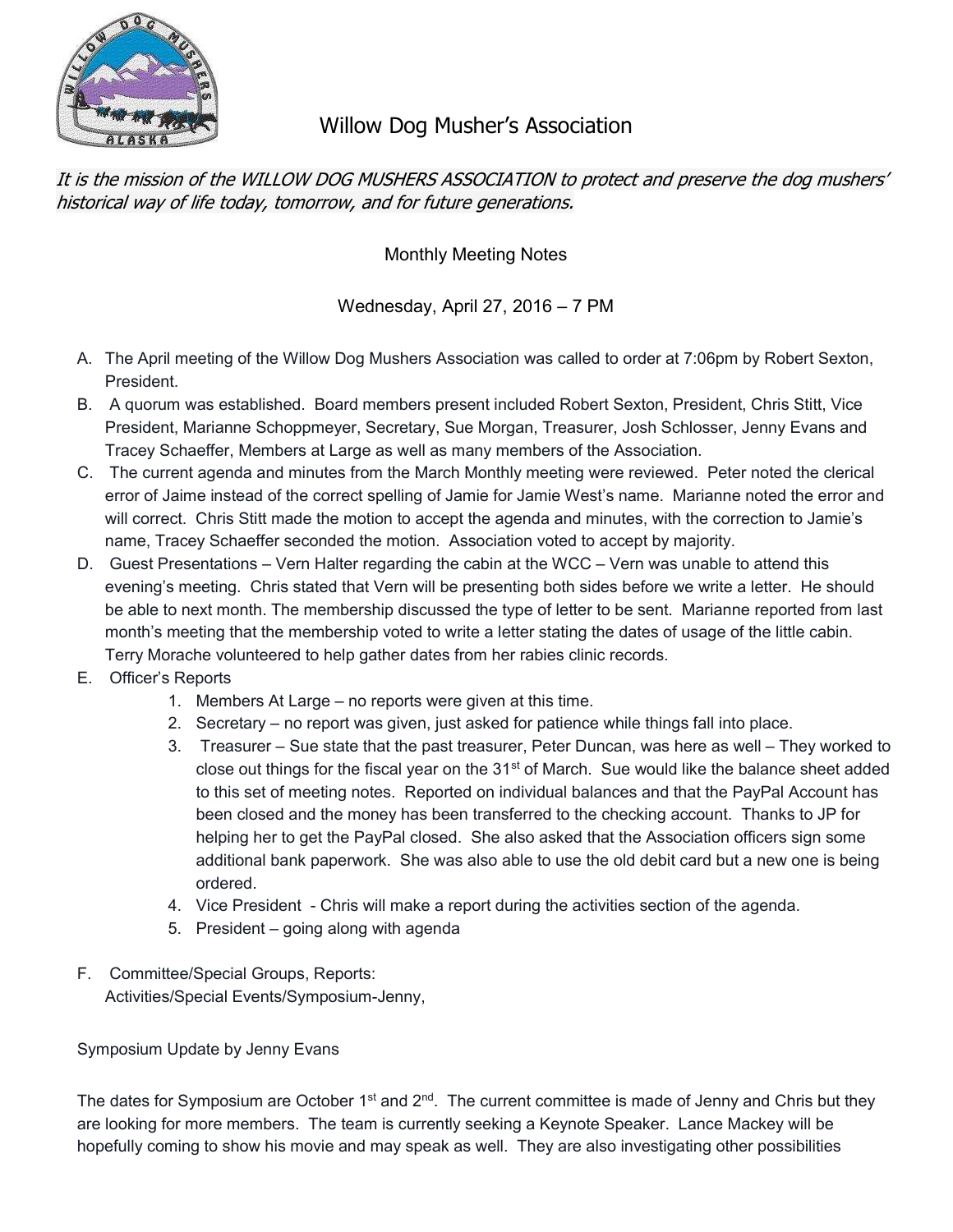# Willow Dog Musher's Association

*It is the mission of the WILLOW DOG MUSHERS ASSOCIATION to protect and preserve the dog mushers' historical way of life today, tomorrow, and for future generations.*

## Monthly Meeting Notes

### Wednesday, April 27, 2016 – 7 PM

A. The April meeting of the Willow Dog Mushers Association was called to order at 7:06pm by Robert Sexton, President.

B. A quorum was established. Board members present included Robert Sexton, President, Chris Stitt, Vice President, Marianne Schoppmeyer, Secretary, Sue Morgan, Treasurer, Josh Schlosser, Jenny Evans and Tracey Schaeffer, Members at Large as well as many members of the Association.

C. The current agenda and minutes from the March Monthly meeting were reviewed. Peter noted the clerical error of Jaime instead of the correct spelling of Jamie for Jamie West's name. Marianne noted the error and will correct. Chris Stitt made the motion to accept the agenda and minutes, with the correction to Jamie's name, Tracey Schaeffer seconded the motion. Association voted to accept by majority.

D. Guest Presentations – Vern Halter regarding the cabin at the WCC – Vern was unable to attend this evening's meeting. Chris stated that Vern will be presenting both sides before we write a letter. He should be able to next month. The membership discussed the type of letter to be sent. Marianne reported from last month's meeting that the membership voted to write a letter stating the dates of usage of the little cabin. Terry Morache volunteered to help gather dates from her rabies clinic records.

E. Officer's Reports
   1. Members At Large – no reports were given at this time.
   2. Secretary – no report was given, just asked for patience while things fall into place.
   3. Treasurer – Sue state that the past treasurer, Peter Duncan, was here as well – They worked to close out things for the fiscal year on the 31st of March. Sue would like the balance sheet added to this set of meeting notes. Reported on individual balances and that the PayPal Account has been closed and the money has been transferred to the checking account. Thanks to JP for helping her to get the PayPal closed. She also asked that the Association officers sign some additional bank paperwork. She was also able to use the old debit card but a new one is being ordered.
   4. Vice President - Chris will make a report during the activities section of the agenda.
   5. President – going along with agenda

F. Committee/Special Groups, Reports:
   Activities/Special Events/Symposium-Jenny,

Symposium Update by Jenny Evans

The dates for Symposium are October 1st and 2nd. The current committee is made of Jenny and Chris but they are looking for more members. The team is currently seeking a Keynote Speaker. Lance Mackey will be hopefully coming to show his movie and may speak as well. They are also investigating other possibilities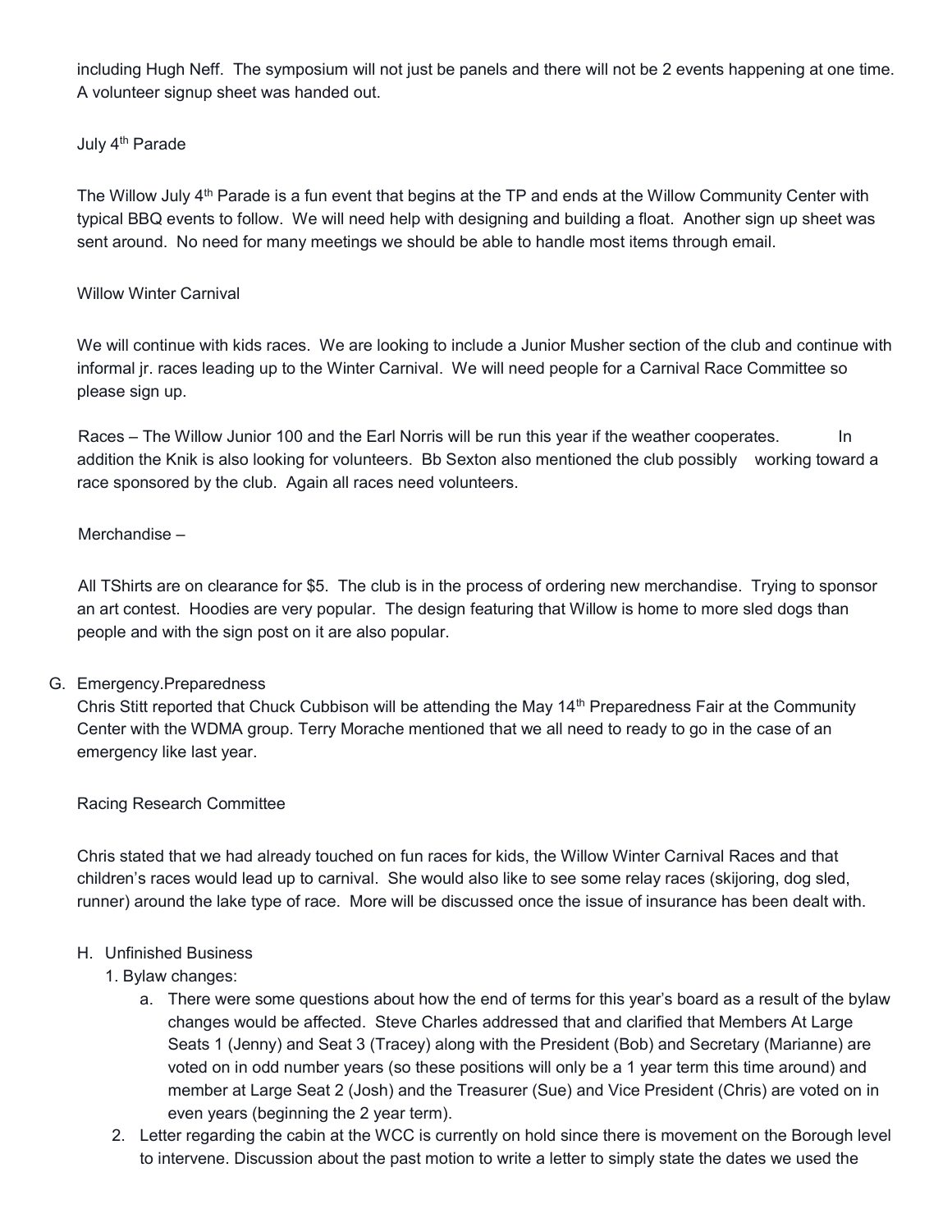including Hugh Neff. The symposium will not just be panels and there will not be 2 events happening at one time. A volunteer signup sheet was handed out.

July 4th Parade

The Willow July 4th Parade is a fun event that begins at the TP and ends at the Willow Community Center with typical BBQ events to follow. We will need help with designing and building a float. Another sign up sheet was sent around. No need for many meetings we should be able to handle most items through email.

Willow Winter Carnival

We will continue with kids races. We are looking to include a Junior Musher section of the club and continue with informal jr. races leading up to the Winter Carnival. We will need people for a Carnival Race Committee so please sign up.

Races – The Willow Junior 100 and the Earl Norris will be run this year if the weather cooperates. In addition the Knik is also looking for volunteers. Bb Sexton also mentioned the club possibly working toward a race sponsored by the club. Again all races need volunteers.

Merchandise –

All TShirts are on clearance for $5. The club is in the process of ordering new merchandise. Trying to sponsor an art contest. Hoodies are very popular. The design featuring that Willow is home to more sled dogs than people and with the sign post on it are also popular.

G. Emergency.Preparedness
Chris Stitt reported that Chuck Cubbison will be attending the May 14th Preparedness Fair at the Community Center with the WDMA group. Terry Morache mentioned that we all need to ready to go in the case of an emergency like last year.

Racing Research Committee

Chris stated that we had already touched on fun races for kids, the Willow Winter Carnival Races and that children's races would lead up to carnival. She would also like to see some relay races (skijoring, dog sled, runner) around the lake type of race. More will be discussed once the issue of insurance has been dealt with.

H. Unfinished Business
   1. Bylaw changes:
      a. There were some questions about how the end of terms for this year's board as a result of the bylaw changes would be affected. Steve Charles addressed that and clarified that Members At Large Seats 1 (Jenny) and Seat 3 (Tracey) along with the President (Bob) and Secretary (Marianne) are voted on in odd number years (so these positions will only be a 1 year term this time around) and member at Large Seat 2 (Josh) and the Treasurer (Sue) and Vice President (Chris) are voted on in even years (beginning the 2 year term).
   2. Letter regarding the cabin at the WCC is currently on hold since there is movement on the Borough level to intervene. Discussion about the past motion to write a letter to simply state the dates we used the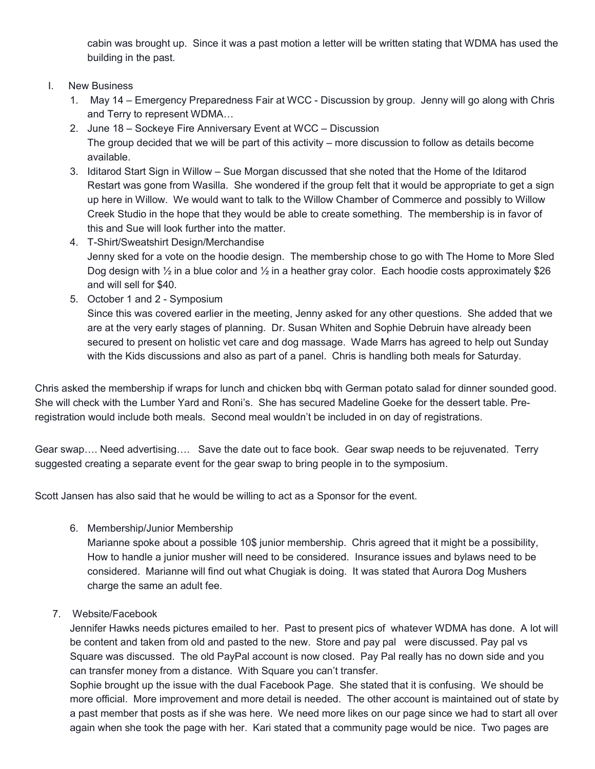cabin was brought up. Since it was a past motion a letter will be written stating that WDMA has used the building in the past.

I. New Business

1. May 14 – Emergency Preparedness Fair at WCC - Discussion by group. Jenny will go along with Chris and Terry to represent WDMA…
2. June 18 – Sockeye Fire Anniversary Event at WCC – Discussion
   The group decided that we will be part of this activity – more discussion to follow as details become available.
3. Iditarod Start Sign in Willow – Sue Morgan discussed that she noted that the Home of the Iditarod Restart was gone from Wasilla. She wondered if the group felt that it would be appropriate to get a sign up here in Willow. We would want to talk to the Willow Chamber of Commerce and possibly to Willow Creek Studio in the hope that they would be able to create something. The membership is in favor of this and Sue will look further into the matter.
4. T-Shirt/Sweatshirt Design/Merchandise
   Jenny sked for a vote on the hoodie design. The membership chose to go with The Home to More Sled Dog design with ½ in a blue color and ½ in a heather gray color. Each hoodie costs approximately $26 and will sell for $40.
5. October 1 and 2 - Symposium
   Since this was covered earlier in the meeting, Jenny asked for any other questions. She added that we are at the very early stages of planning. Dr. Susan Whiten and Sophie Debruin have already been secured to present on holistic vet care and dog massage. Wade Marrs has agreed to help out Sunday with the Kids discussions and also as part of a panel. Chris is handling both meals for Saturday.

Chris asked the membership if wraps for lunch and chicken bbq with German potato salad for dinner sounded good. She will check with the Lumber Yard and Roni's. She has secured Madeline Goeke for the dessert table. Pre-registration would include both meals. Second meal wouldn't be included in on day of registrations.

Gear swap…. Need advertising…. Save the date out to face book. Gear swap needs to be rejuvenated. Terry suggested creating a separate event for the gear swap to bring people in to the symposium.

Scott Jansen has also said that he would be willing to act as a Sponsor for the event.

6. Membership/Junior Membership
   Marianne spoke about a possible 10$ junior membership. Chris agreed that it might be a possibility, How to handle a junior musher will need to be considered. Insurance issues and bylaws need to be considered. Marianne will find out what Chugiak is doing. It was stated that Aurora Dog Mushers charge the same an adult fee.

7. Website/Facebook
   Jennifer Hawks needs pictures emailed to her. Past to present pics of whatever WDMA has done. A lot will be content and taken from old and pasted to the new. Store and pay pal were discussed. Pay pal vs Square was discussed. The old PayPal account is now closed. Pay Pal really has no down side and you can transfer money from a distance. With Square you can't transfer.
   Sophie brought up the issue with the dual Facebook Page. She stated that it is confusing. We should be more official. More improvement and more detail is needed. The other account is maintained out of state by a past member that posts as if she was here. We need more likes on our page since we had to start all over again when she took the page with her. Kari stated that a community page would be nice. Two pages are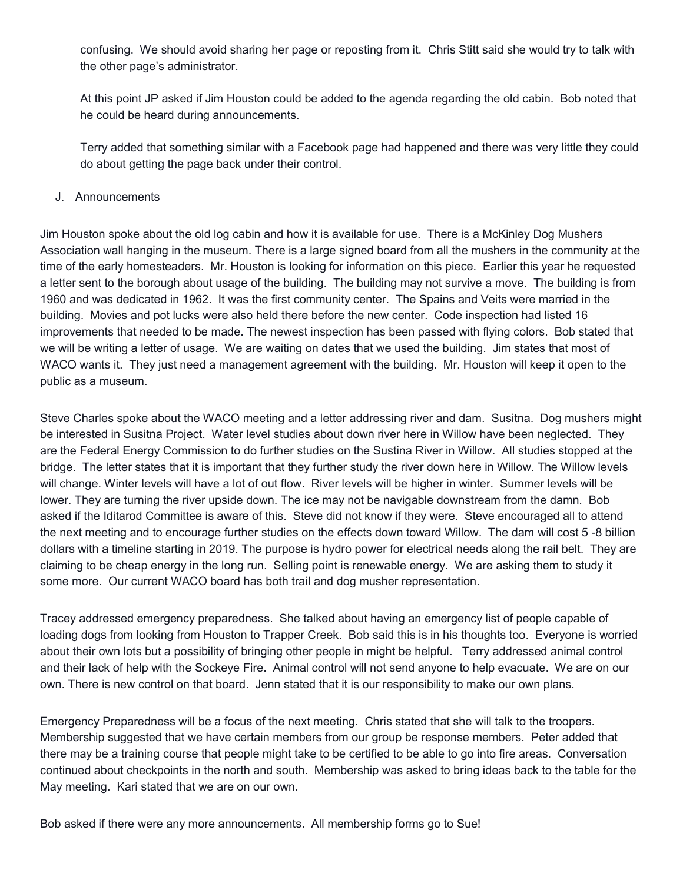confusing. We should avoid sharing her page or reposting from it. Chris Stitt said she would try to talk with the other page's administrator.

At this point JP asked if Jim Houston could be added to the agenda regarding the old cabin. Bob noted that he could be heard during announcements.

Terry added that something similar with a Facebook page had happened and there was very little they could do about getting the page back under their control.

J. Announcements

Jim Houston spoke about the old log cabin and how it is available for use. There is a McKinley Dog Mushers Association wall hanging in the museum. There is a large signed board from all the mushers in the community at the time of the early homesteaders. Mr. Houston is looking for information on this piece. Earlier this year he requested a letter sent to the borough about usage of the building. The building may not survive a move. The building is from 1960 and was dedicated in 1962. It was the first community center. The Spains and Veits were married in the building. Movies and pot lucks were also held there before the new center. Code inspection had listed 16 improvements that needed to be made. The newest inspection has been passed with flying colors. Bob stated that we will be writing a letter of usage. We are waiting on dates that we used the building. Jim states that most of WACO wants it. They just need a management agreement with the building. Mr. Houston will keep it open to the public as a museum.

Steve Charles spoke about the WACO meeting and a letter addressing river and dam. Susitna. Dog mushers might be interested in Susitna Project. Water level studies about down river here in Willow have been neglected. They are the Federal Energy Commission to do further studies on the Sustina River in Willow. All studies stopped at the bridge. The letter states that it is important that they further study the river down here in Willow. The Willow levels will change. Winter levels will have a lot of out flow. River levels will be higher in winter. Summer levels will be lower. They are turning the river upside down. The ice may not be navigable downstream from the damn. Bob asked if the Iditarod Committee is aware of this. Steve did not know if they were. Steve encouraged all to attend the next meeting and to encourage further studies on the effects down toward Willow. The dam will cost 5 -8 billion dollars with a timeline starting in 2019. The purpose is hydro power for electrical needs along the rail belt. They are claiming to be cheap energy in the long run. Selling point is renewable energy. We are asking them to study it some more. Our current WACO board has both trail and dog musher representation.

Tracey addressed emergency preparedness. She talked about having an emergency list of people capable of loading dogs from looking from Houston to Trapper Creek. Bob said this is in his thoughts too. Everyone is worried about their own lots but a possibility of bringing other people in might be helpful. Terry addressed animal control and their lack of help with the Sockeye Fire. Animal control will not send anyone to help evacuate. We are on our own. There is new control on that board. Jenn stated that it is our responsibility to make our own plans.

Emergency Preparedness will be a focus of the next meeting. Chris stated that she will talk to the troopers. Membership suggested that we have certain members from our group be response members. Peter added that there may be a training course that people might take to be certified to be able to go into fire areas. Conversation continued about checkpoints in the north and south. Membership was asked to bring ideas back to the table for the May meeting. Kari stated that we are on our own.

Bob asked if there were any more announcements. All membership forms go to Sue!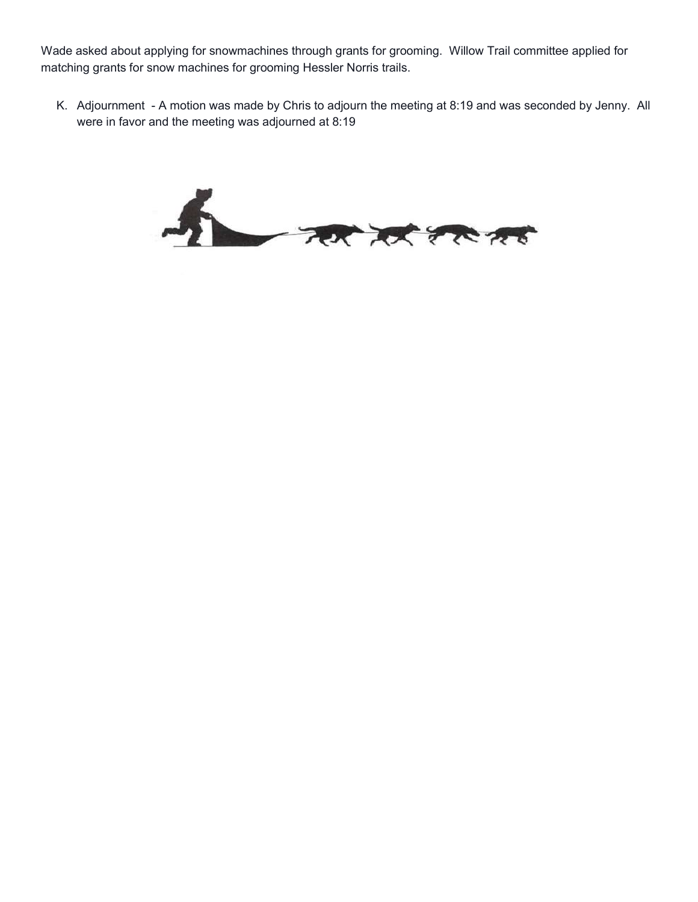Wade asked about applying for snowmachines through grants for grooming. Willow Trail committee applied for matching grants for snow machines for grooming Hessler Norris trails.

K. Adjournment - A motion was made by Chris to adjourn the meeting at 8:19 and was seconded by Jenny. All were in favor and the meeting was adjourned at 8:19